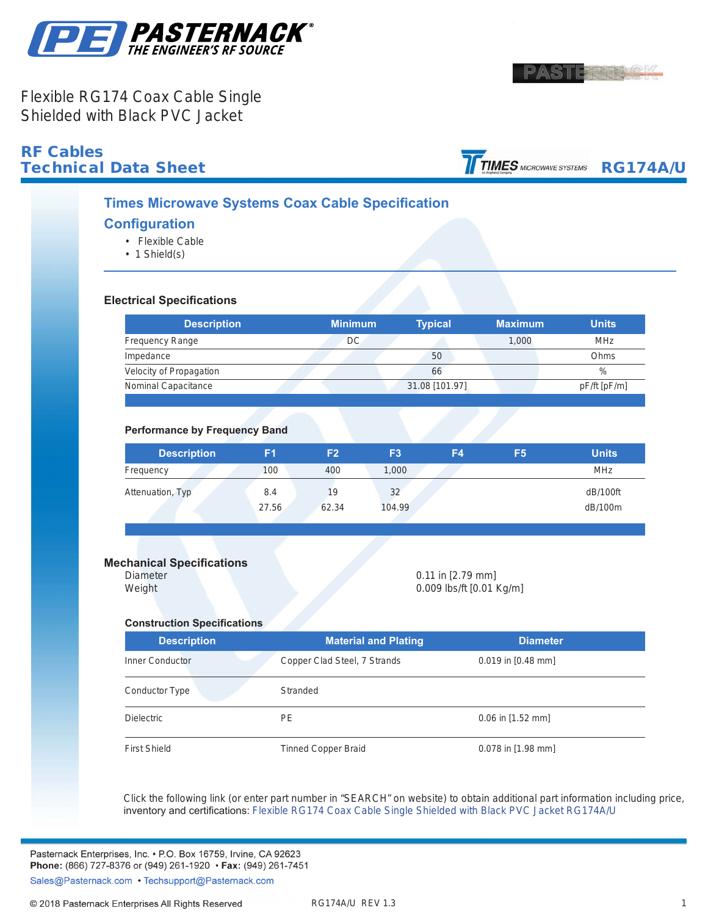Flexible RG174 Coax Cable Single Shielded with Black PVC Jacket

## RF Cables Technical Data Sheet

**RG174A/U**

## Times Microwave Systems Coax Cable Specification

## Configuration

- Flexible Cable
- 1 Shield(s)

### Electrical Specifications

| Description | Minimum | Typical | Maximum | Units |
|---|---|---|---|---|
| Frequency Range | DC | | 1,000 | MHz |
| Impedance | | 50 | | Ohms |
| Velocity of Propagation | | 66 | | % |
| Nominal Capacitance | | 31.08 [101.97] | | pF/ft [pF/m] |

### Performance by Frequency Band

| Description | F1 | F2 | F3 | F4 | F5 | Units |
|---|---|---|---|---|---|---|
| Frequency | 100 | 400 | 1,000 | | | MHz |
| Attenuation, Typ | 8.4 | 19 | 32 | | | dB/100ft |
| | 27.56 | 62.34 | 104.99 | | | dB/100m |

### Mechanical Specifications

Diameter 0.11 in [2.79 mm]
Weight 0.009 lbs/ft [0.01 Kg/m]

### Construction Specifications

| Description | Material and Plating | Diameter |
|---|---|---|
| Inner Conductor | Copper Clad Steel, 7 Strands | 0.019 in [0.48 mm] |
| Conductor Type | Stranded | |
| Dielectric | PE | 0.06 in [1.52 mm] |
| First Shield | Tinned Copper Braid | 0.078 in [1.98 mm] |

Click the following link (or enter part number in "SEARCH" on website) to obtain additional part information including price, inventory and certifications: Flexible RG174 Coax Cable Single Shielded with Black PVC Jacket RG174A/U

Pasternack Enterprises, Inc. • P.O. Box 16759, Irvine, CA 92623
**Phone:** (866) 727-8376 or (949) 261-1920 • **Fax:** (949) 261-7451
Sales@Pasternack.com • Techsupport@Pasternack.com

© 2018 Pasternack Enterprises All Rights Reserved RG174A/U REV 1.3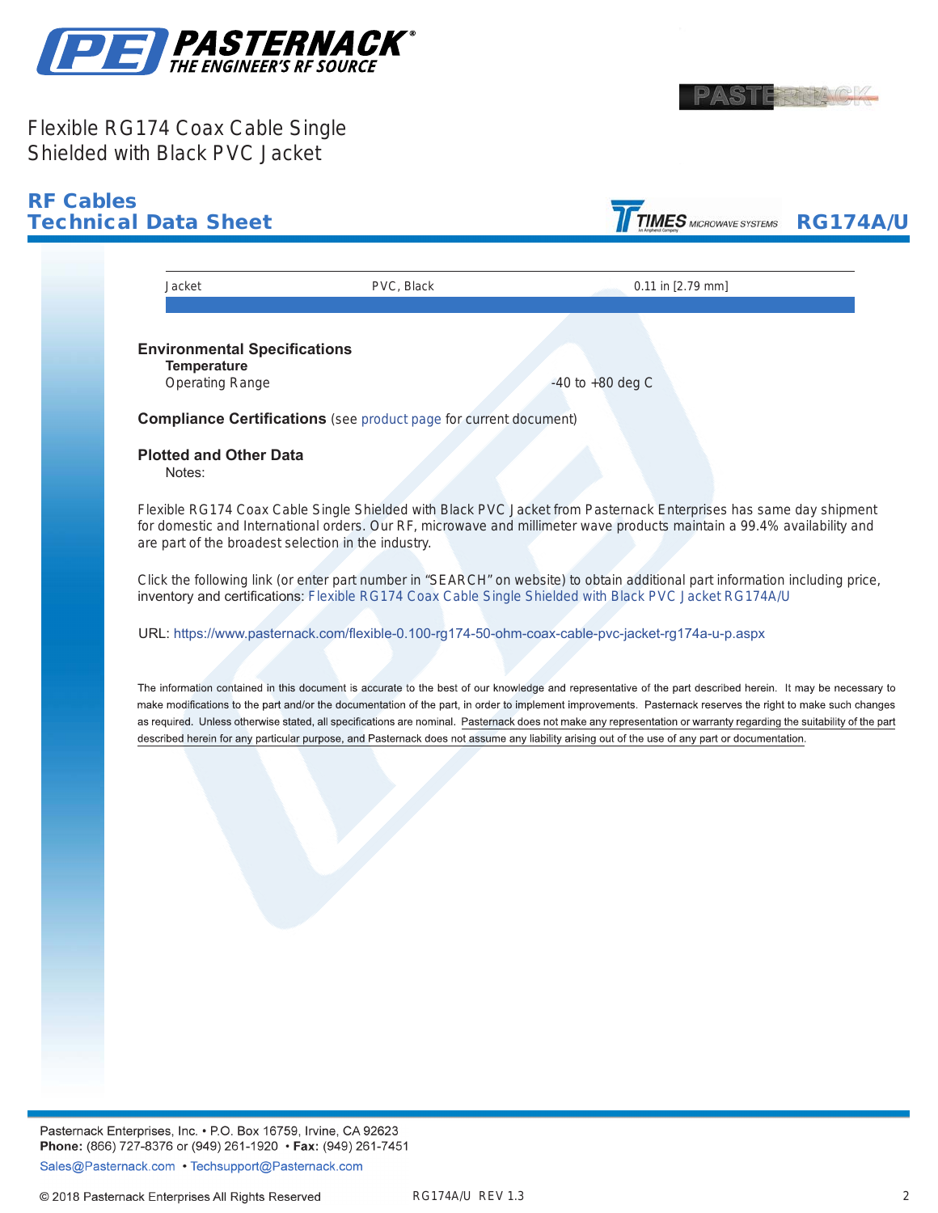# Flexible RG174 Coax Cable Single Shielded with Black PVC Jacket

## RF Cables Technical Data Sheet

**RG174A/U**

| | | |
|---|---|---|
| Jacket | PVC, Black | 0.11 in [2.79 mm] |

### Environmental Specifications

**Temperature**

| | |
|---|---|
| Operating Range | -40 to +80 deg C |

### Compliance Certifications (see product page for current document)

### Plotted and Other Data

Notes:

Flexible RG174 Coax Cable Single Shielded with Black PVC Jacket from Pasternack Enterprises has same day shipment for domestic and International orders. Our RF, microwave and millimeter wave products maintain a 99.4% availability and are part of the broadest selection in the industry.

Click the following link (or enter part number in "SEARCH" on website) to obtain additional part information including price, inventory and certifications: Flexible RG174 Coax Cable Single Shielded with Black PVC Jacket RG174A/U

URL: https://www.pasternack.com/flexible-0.100-rg174-50-ohm-coax-cable-pvc-jacket-rg174a-u-p.aspx

The information contained in this document is accurate to the best of our knowledge and representative of the part described herein. It may be necessary to make modifications to the part and/or the documentation of the part, in order to implement improvements. Pasternack reserves the right to make such changes as required. Unless otherwise stated, all specifications are nominal. Pasternack does not make any representation or warranty regarding the suitability of the part described herein for any particular purpose, and Pasternack does not assume any liability arising out of the use of any part or documentation.

Pasternack Enterprises, Inc. • P.O. Box 16759, Irvine, CA 92623
**Phone:** (866) 727-8376 or (949) 261-1920 • **Fax:** (949) 261-7451
Sales@Pasternack.com • Techsupport@Pasternack.com

© 2018 Pasternack Enterprises All Rights Reserved RG174A/U REV 1.3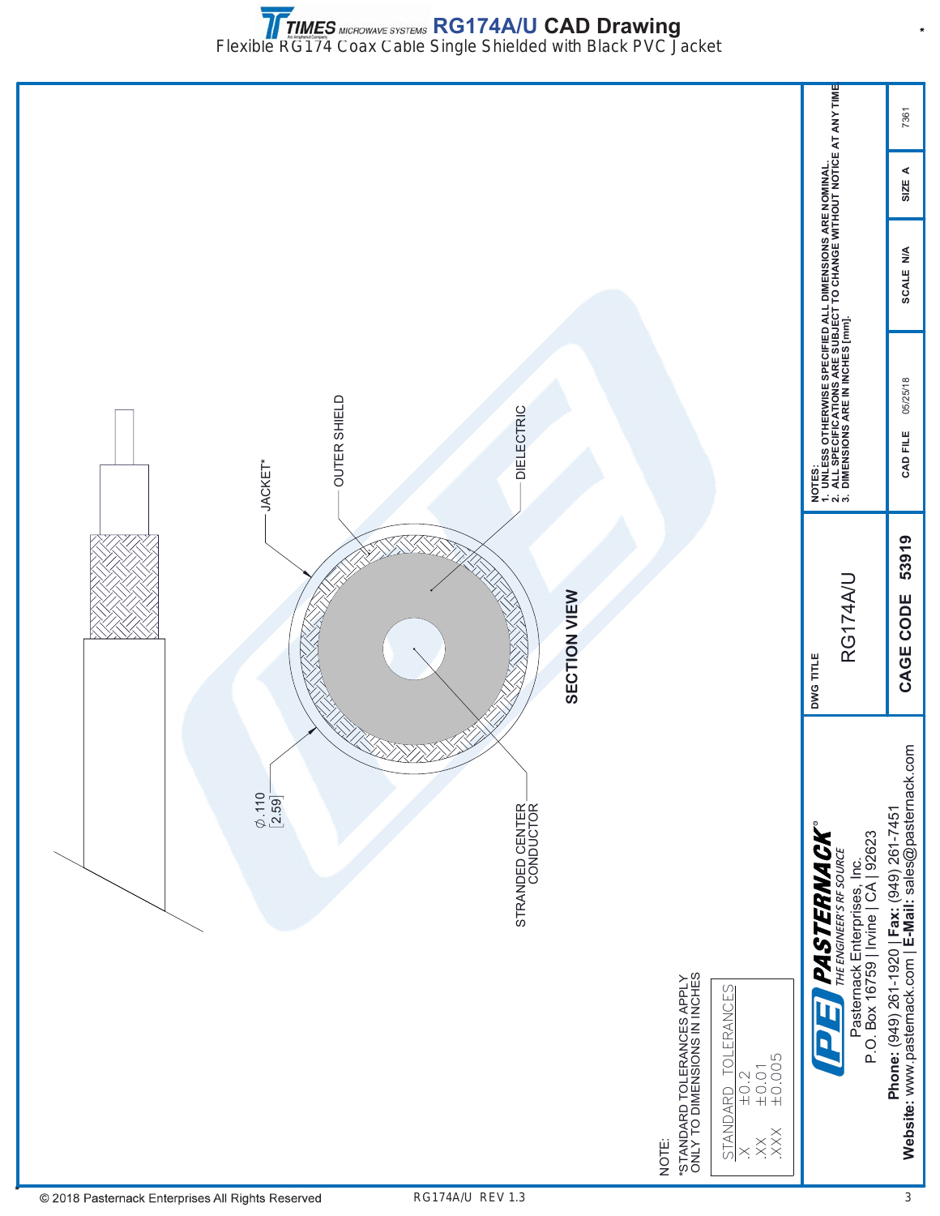# RG174A/U CAD Drawing

Flexible RG174 Coax Cable Single Shielded with Black PVC Jacket

JACKET*

OUTER SHIELD

DIELECTRIC

STRANDED CENTER CONDUCTOR

⌀.110 [2.59]

SECTION VIEW

NOTE:
*STANDARD TOLERANCES APPLY ONLY TO DIMENSIONS IN INCHES

| STANDARD TOLERANCES | |
|---|---|
| .X | ±0.2 |
| .XX | ±0.01 |
| .XXX | ±0.005 |

**PASTERNACK®** THE ENGINEER'S RF SOURCE

Pasternack Enterprises, Inc.
P.O. Box 16759 | Irvine | CA | 92623

**Phone:** (949) 261-1920 | **Fax:** (949) 261-7451
**Website:** www.pasternack.com | **E-Mail:** sales@pasternack.com

DWG TITLE: RG174A/U

**CAGE CODE 53919**

NOTES:
1. UNLESS OTHERWISE SPECIFIED ALL DIMENSIONS ARE NOMINAL.
2. ALL SPECIFICATIONS ARE SUBJECT TO CHANGE WITHOUT NOTICE AT ANY TIME.
3. DIMENSIONS ARE IN INCHES [mm].

| CAD FILE | 05/25/18 | SCALE N/A | SIZE A | 7361 |
|---|---|---|---|---|

© 2018 Pasternack Enterprises All Rights Reserved

RG174A/U REV 1.3